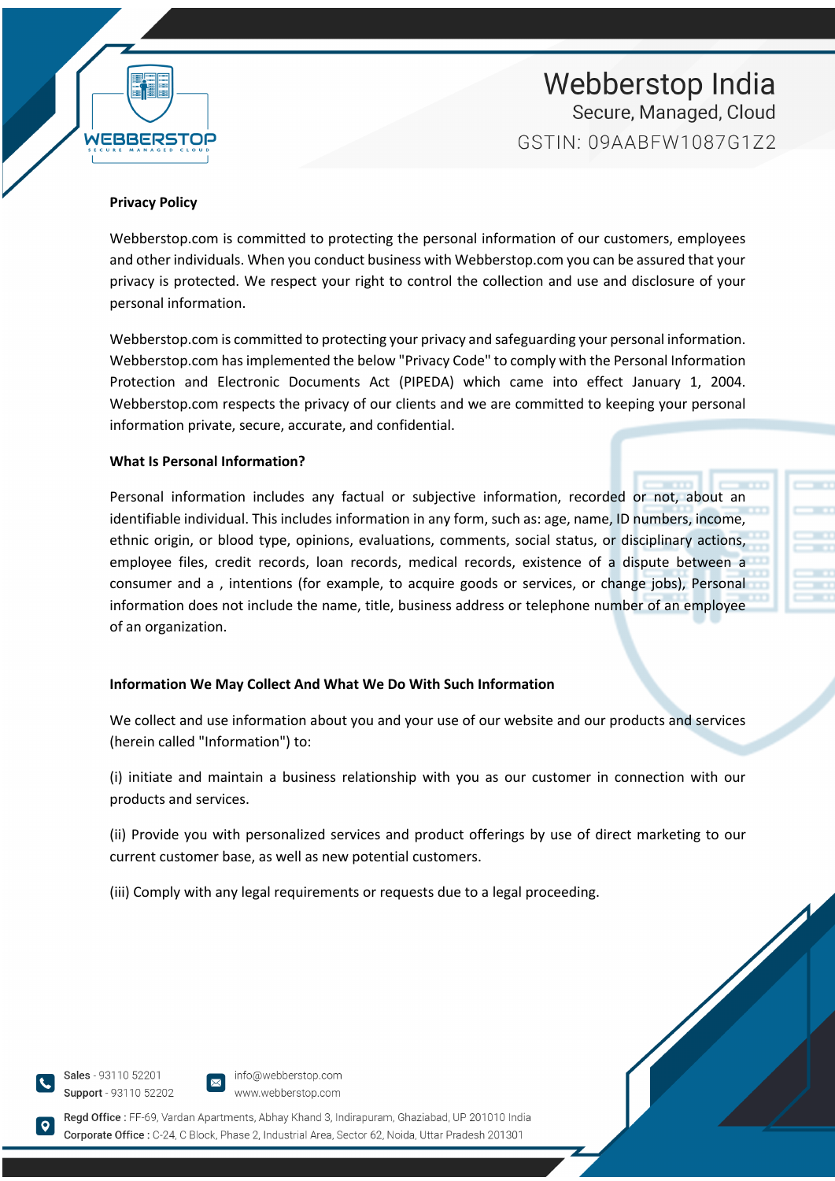**Privacy Policy**

Webberstop.com is committed to protecting the personal information of our customers, employees and other individuals. When you conduct business with Webberstop.com you can be assured that your privacy is protected. We respect your right to control the collection and use and disclosure of your personal information.

Webberstop.com is committed to protecting your privacy and safeguarding your personal information. Webberstop.com has implemented the below "Privacy Code" to comply with the Personal Information Protection and Electronic Documents Act (PIPEDA) which came into effect January 1, 2004. Webberstop.com respects the privacy of our clients and we are committed to keeping your personal information private, secure, accurate, and confidential.

**What Is Personal Information?**

Personal information includes any factual or subjective information, recorded or not, about an identifiable individual. This includes information in any form, such as: age, name, ID numbers, income, ethnic origin, or blood type, opinions, evaluations, comments, social status, or disciplinary actions, employee files, credit records, loan records, medical records, existence of a dispute between a consumer and a , intentions (for example, to acquire goods or services, or change jobs), Personal information does not include the name, title, business address or telephone number of an employee of an organization.

**Information We May Collect And What We Do With Such Information**

We collect and use information about you and your use of our website and our products and services (herein called "Information") to:

(i) initiate and maintain a business relationship with you as our customer in connection with our products and services.

(ii) Provide you with personalized services and product offerings by use of direct marketing to our current customer base, as well as new potential customers.

(iii) Comply with any legal requirements or requests due to a legal proceeding.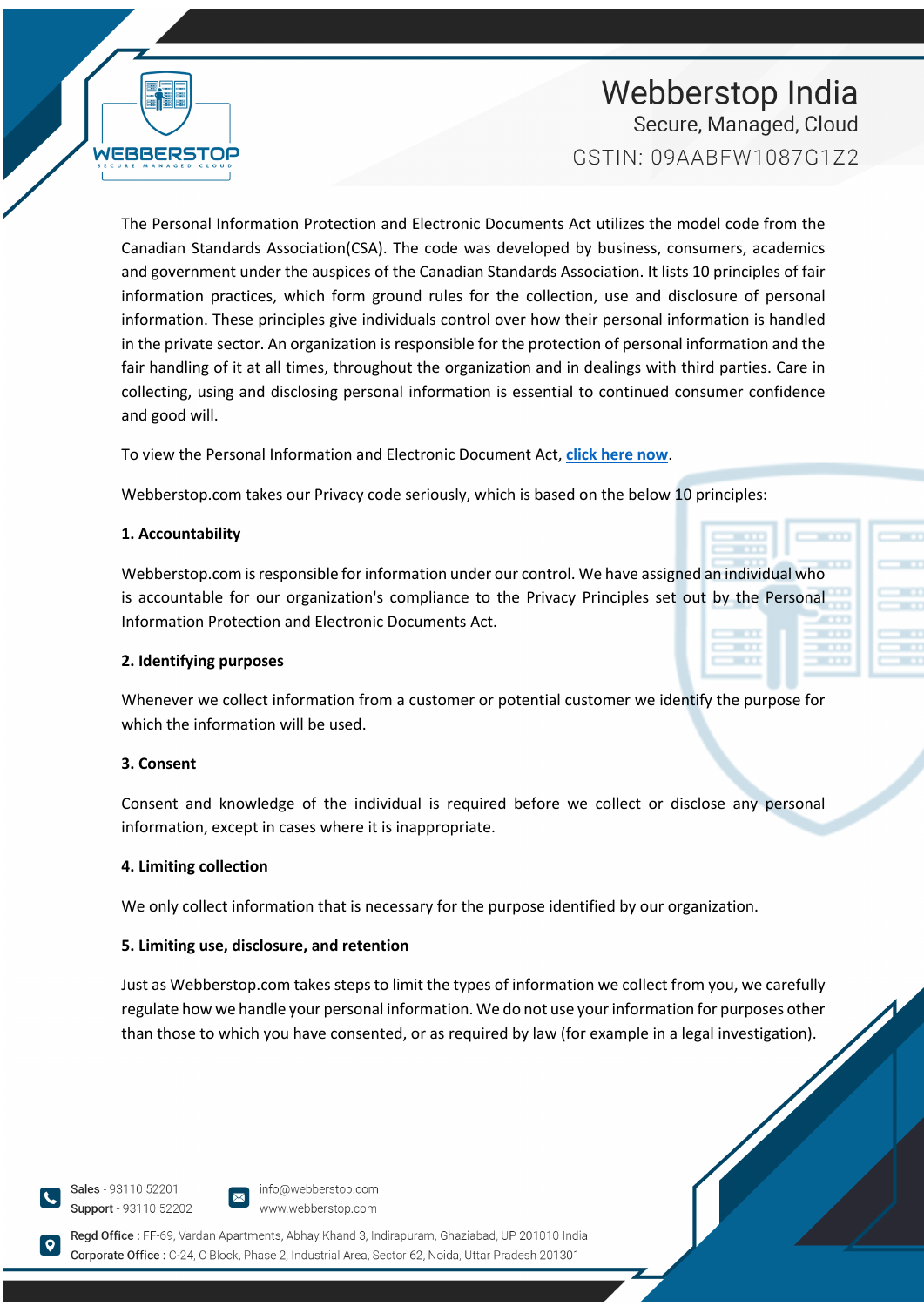The Personal Information Protection and Electronic Documents Act utilizes the model code from the Canadian Standards Association(CSA). The code was developed by business, consumers, academics and government under the auspices of the Canadian Standards Association. It lists 10 principles of fair information practices, which form ground rules for the collection, use and disclosure of personal information. These principles give individuals control over how their personal information is handled in the private sector. An organization is responsible for the protection of personal information and the fair handling of it at all times, throughout the organization and in dealings with third parties. Care in collecting, using and disclosing personal information is essential to continued consumer confidence and good will.

To view the Personal Information and Electronic Document Act, **click here now**.

Webberstop.com takes our Privacy code seriously, which is based on the below 10 principles:

**1. Accountability**

Webberstop.com is responsible for information under our control. We have assigned an individual who is accountable for our organization's compliance to the Privacy Principles set out by the Personal Information Protection and Electronic Documents Act.

**2. Identifying purposes**

Whenever we collect information from a customer or potential customer we identify the purpose for which the information will be used.

**3. Consent**

Consent and knowledge of the individual is required before we collect or disclose any personal information, except in cases where it is inappropriate.

**4. Limiting collection**

We only collect information that is necessary for the purpose identified by our organization.

**5. Limiting use, disclosure, and retention**

Just as Webberstop.com takes steps to limit the types of information we collect from you, we carefully regulate how we handle your personal information. We do not use your information for purposes other than those to which you have consented, or as required by law (for example in a legal investigation).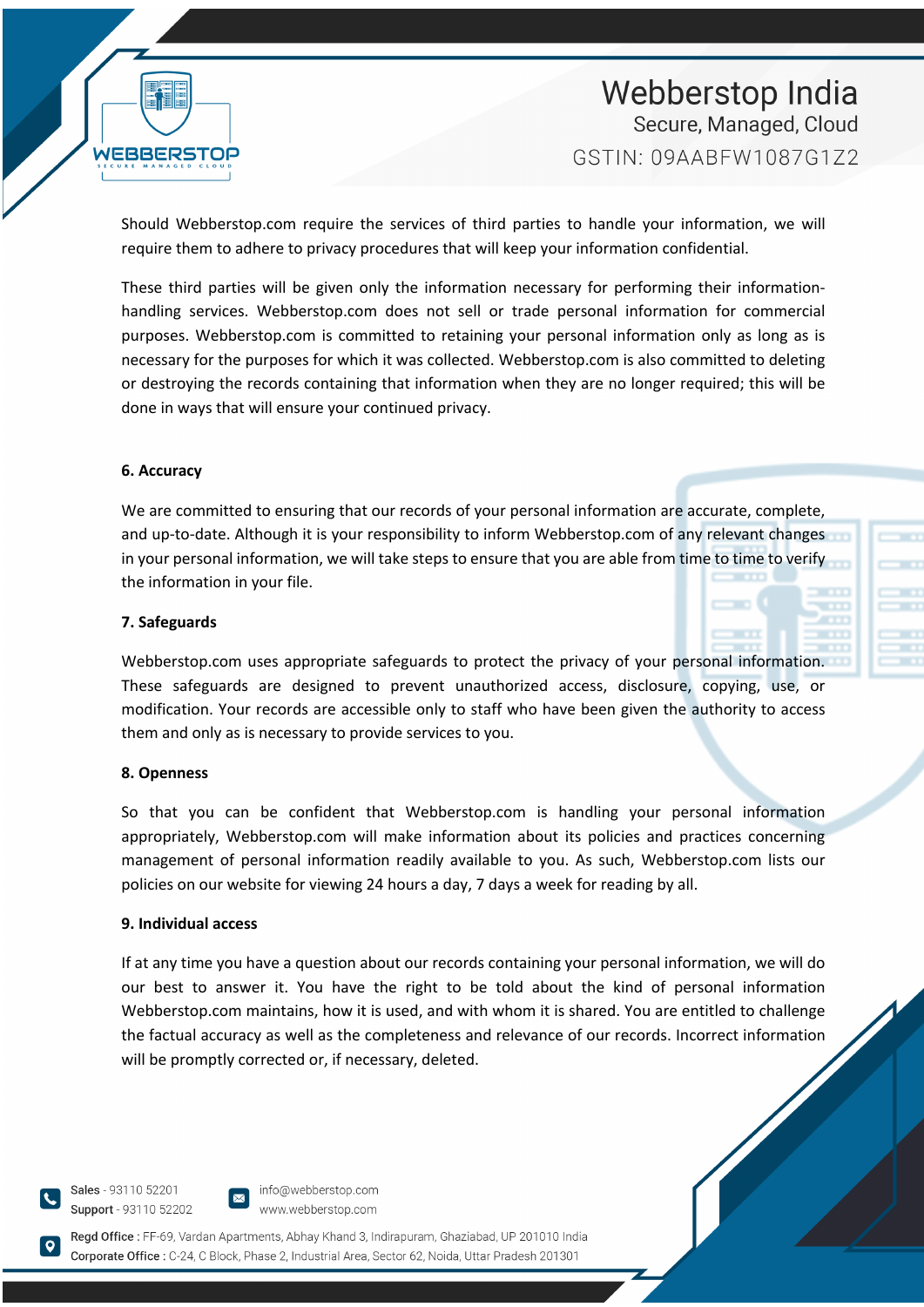Should Webberstop.com require the services of third parties to handle your information, we will require them to adhere to privacy procedures that will keep your information confidential.

These third parties will be given only the information necessary for performing their information-handling services. Webberstop.com does not sell or trade personal information for commercial purposes. Webberstop.com is committed to retaining your personal information only as long as is necessary for the purposes for which it was collected. Webberstop.com is also committed to deleting or destroying the records containing that information when they are no longer required; this will be done in ways that will ensure your continued privacy.

**6. Accuracy**

We are committed to ensuring that our records of your personal information are accurate, complete, and up-to-date. Although it is your responsibility to inform Webberstop.com of any relevant changes in your personal information, we will take steps to ensure that you are able from time to time to verify the information in your file.

**7. Safeguards**

Webberstop.com uses appropriate safeguards to protect the privacy of your personal information. These safeguards are designed to prevent unauthorized access, disclosure, copying, use, or modification. Your records are accessible only to staff who have been given the authority to access them and only as is necessary to provide services to you.

**8. Openness**

So that you can be confident that Webberstop.com is handling your personal information appropriately, Webberstop.com will make information about its policies and practices concerning management of personal information readily available to you. As such, Webberstop.com lists our policies on our website for viewing 24 hours a day, 7 days a week for reading by all.

**9. Individual access**

If at any time you have a question about our records containing your personal information, we will do our best to answer it. You have the right to be told about the kind of personal information Webberstop.com maintains, how it is used, and with whom it is shared. You are entitled to challenge the factual accuracy as well as the completeness and relevance of our records. Incorrect information will be promptly corrected or, if necessary, deleted.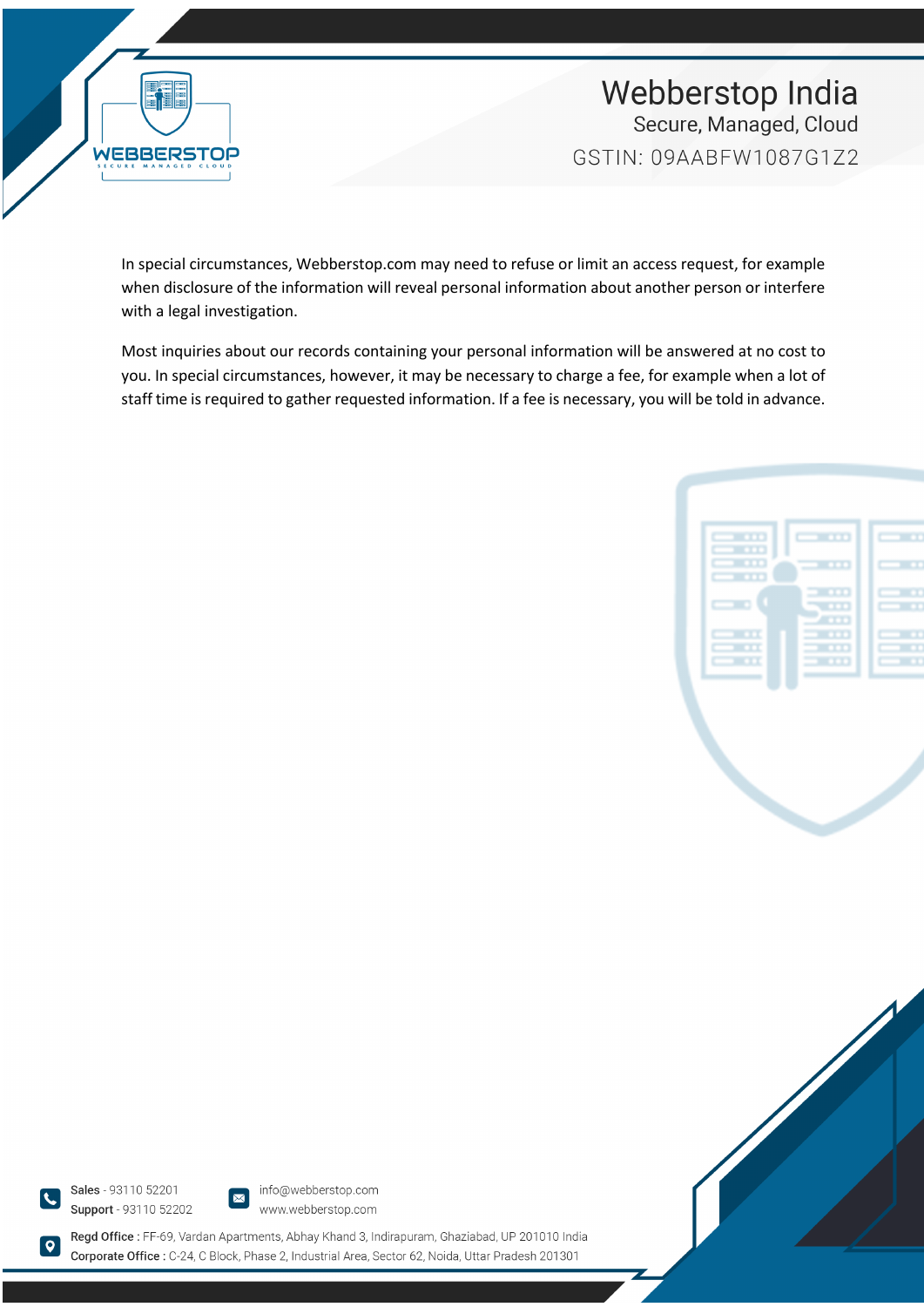In special circumstances, Webberstop.com may need to refuse or limit an access request, for example when disclosure of the information will reveal personal information about another person or interfere with a legal investigation.

Most inquiries about our records containing your personal information will be answered at no cost to you. In special circumstances, however, it may be necessary to charge a fee, for example when a lot of staff time is required to gather requested information. If a fee is necessary, you will be told in advance.